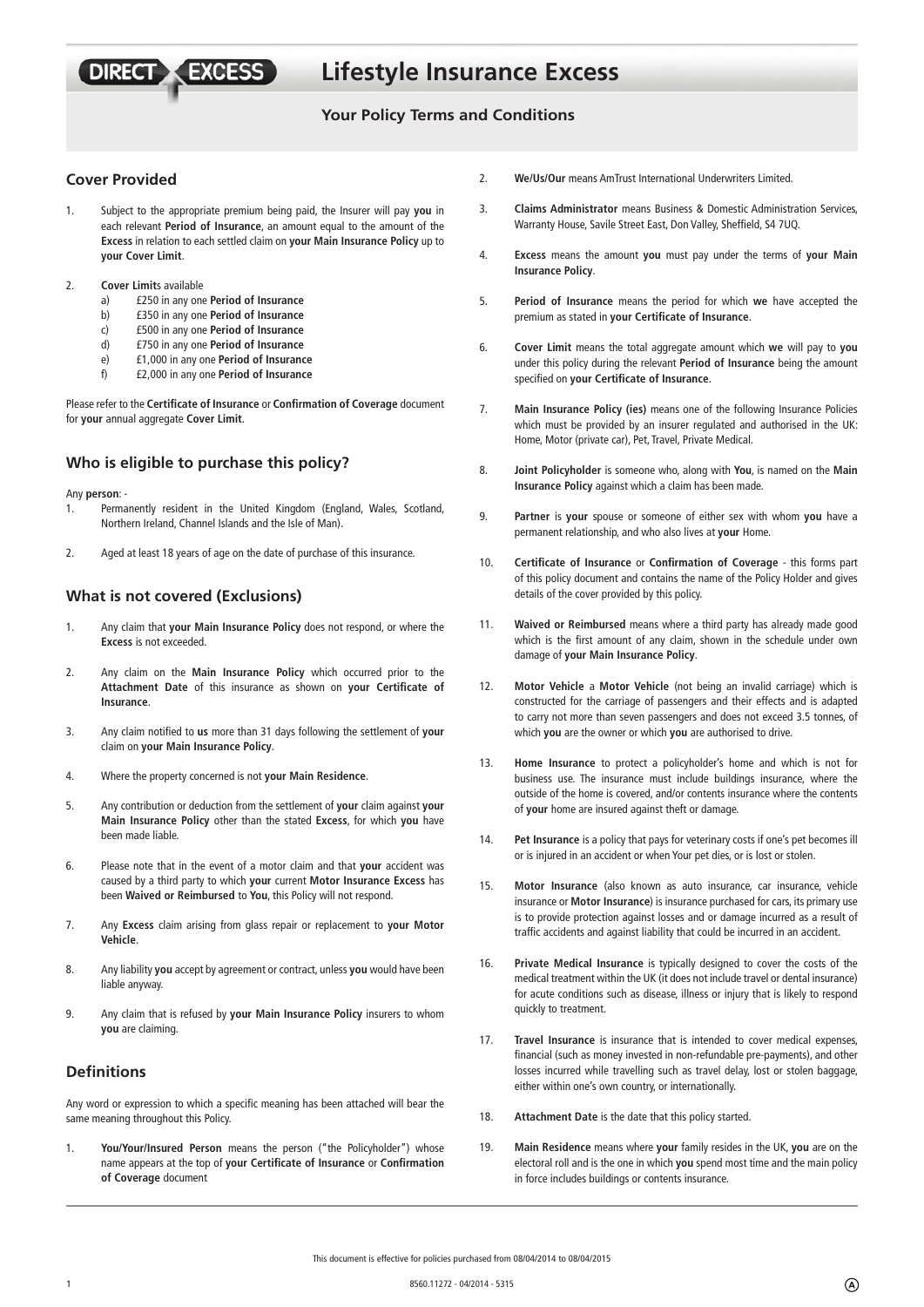# Lifestyle Insurance Excess

## Your Policy Terms and Conditions

### Cover Provided

1. Subject to the appropriate premium being paid, the Insurer will pay **you** in each relevant **Period of Insurance**, an amount equal to the amount of the **Excess** in relation to each settled claim on **your Main Insurance Policy** up to **your Cover Limit**.

2. **Cover Limit**s available
   a) £250 in any one **Period of Insurance**
   b) £350 in any one **Period of Insurance**
   c) £500 in any one **Period of Insurance**
   d) £750 in any one **Period of Insurance**
   e) £1,000 in any one **Period of Insurance**
   f) £2,000 in any one **Period of Insurance**

Please refer to the **Certificate of Insurance** or **Confirmation of Coverage** document for **your** annual aggregate **Cover Limit**.

### Who is eligible to purchase this policy?

Any **person**: -

1. Permanently resident in the United Kingdom (England, Wales, Scotland, Northern Ireland, Channel Islands and the Isle of Man).
2. Aged at least 18 years of age on the date of purchase of this insurance.

### What is not covered (Exclusions)

1. Any claim that **your Main Insurance Policy** does not respond, or where the **Excess** is not exceeded.
2. Any claim on the **Main Insurance Policy** which occurred prior to the **Attachment Date** of this insurance as shown on **your Certificate of Insurance**.
3. Any claim notified to **us** more than 31 days following the settlement of **your** claim on **your Main Insurance Policy**.
4. Where the property concerned is not **your Main Residence**.
5. Any contribution or deduction from the settlement of **your** claim against **your Main Insurance Policy** other than the stated **Excess**, for which **you** have been made liable.
6. Please note that in the event of a motor claim and that **your** accident was caused by a third party to which **your** current **Motor Insurance Excess** has been **Waived or Reimbursed** to **You**, this Policy will not respond.
7. Any **Excess** claim arising from glass repair or replacement to **your Motor Vehicle**.
8. Any liability **you** accept by agreement or contract, unless **you** would have been liable anyway.
9. Any claim that is refused by **your Main Insurance Policy** insurers to whom **you** are claiming.

### Definitions

Any word or expression to which a specific meaning has been attached will bear the same meaning throughout this Policy.

1. **You/Your/Insured Person** means the person ("the Policyholder") whose name appears at the top of **your Certificate of Insurance** or **Confirmation of Coverage** document
2. **We/Us/Our** means AmTrust International Underwriters Limited.
3. **Claims Administrator** means Business & Domestic Administration Services, Warranty House, Savile Street East, Don Valley, Sheffield, S4 7UQ.
4. **Excess** means the amount **you** must pay under the terms of **your Main Insurance Policy**.
5. **Period of Insurance** means the period for which **we** have accepted the premium as stated in **your Certificate of Insurance**.
6. **Cover Limit** means the total aggregate amount which **we** will pay to **you** under this policy during the relevant **Period of Insurance** being the amount specified on **your Certificate of Insurance**.
7. **Main Insurance Policy (ies)** means one of the following Insurance Policies which must be provided by an insurer regulated and authorised in the UK: Home, Motor (private car), Pet, Travel, Private Medical.
8. **Joint Policyholder** is someone who, along with **You**, is named on the **Main Insurance Policy** against which a claim has been made.
9. **Partner** is **your** spouse or someone of either sex with whom **you** have a permanent relationship, and who also lives at **your** Home.
10. **Certificate of Insurance** or **Confirmation of Coverage** - this forms part of this policy document and contains the name of the Policy Holder and gives details of the cover provided by this policy.
11. **Waived or Reimbursed** means where a third party has already made good which is the first amount of any claim, shown in the schedule under own damage of **your Main Insurance Policy**.
12. **Motor Vehicle** a **Motor Vehicle** (not being an invalid carriage) which is constructed for the carriage of passengers and their effects and is adapted to carry not more than seven passengers and does not exceed 3.5 tonnes, of which **you** are the owner or which **you** are authorised to drive.
13. **Home Insurance** to protect a policyholder's home and which is not for business use. The insurance must include buildings insurance, where the outside of the home is covered, and/or contents insurance where the contents of **your** home are insured against theft or damage.
14. **Pet Insurance** is a policy that pays for veterinary costs if one's pet becomes ill or is injured in an accident or when Your pet dies, or is lost or stolen.
15. **Motor Insurance** (also known as auto insurance, car insurance, vehicle insurance or **Motor Insurance**) is insurance purchased for cars, its primary use is to provide protection against losses and or damage incurred as a result of traffic accidents and against liability that could be incurred in an accident.
16. **Private Medical Insurance** is typically designed to cover the costs of the medical treatment within the UK (it does not include travel or dental insurance) for acute conditions such as disease, illness or injury that is likely to respond quickly to treatment.
17. **Travel Insurance** is insurance that is intended to cover medical expenses, financial (such as money invested in non-refundable pre-payments), and other losses incurred while travelling such as travel delay, lost or stolen baggage, either within one's own country, or internationally.
18. **Attachment Date** is the date that this policy started.
19. **Main Residence** means where **your** family resides in the UK, **you** are on the electoral roll and is the one in which **you** spend most time and the main policy in force includes buildings or contents insurance.

This document is effective for policies purchased from 08/04/2014 to 08/04/2015

8560.11272 - 04/2014 - 5315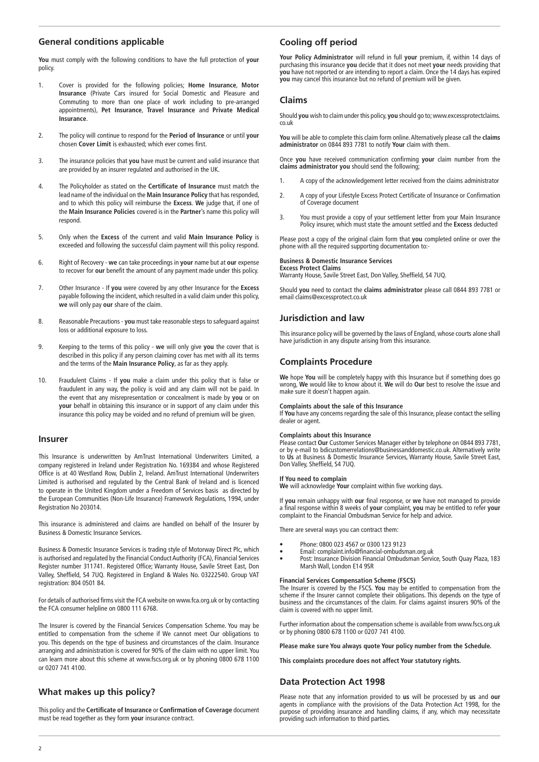## General conditions applicable

**You** must comply with the following conditions to have the full protection of **your** policy.

1. Cover is provided for the following policies; **Home Insurance**, **Motor Insurance** (Private Cars insured for Social Domestic and Pleasure and Commuting to more than one place of work including to pre-arranged appointments), **Pet Insurance**, **Travel Insurance** and **Private Medical Insurance**.
2. The policy will continue to respond for the **Period of Insurance** or until **your** chosen **Cover Limit** is exhausted; which ever comes first.
3. The insurance policies that **you** have must be current and valid insurance that are provided by an insurer regulated and authorised in the UK.
4. The Policyholder as stated on the **Certificate of Insurance** must match the lead name of the individual on the **Main Insurance Policy** that has responded, and to which this policy will reimburse the **Excess**. **We** judge that, if one of the **Main Insurance Policies** covered is in the **Partner**'s name this policy will respond.
5. Only when the **Excess** of the current and valid **Main Insurance Policy** is exceeded and following the successful claim payment will this policy respond.
6. Right of Recovery - **we** can take proceedings in **your** name but at **our** expense to recover for **our** benefit the amount of any payment made under this policy.
7. Other Insurance - If **you** were covered by any other Insurance for the **Excess** payable following the incident, which resulted in a valid claim under this policy, **we** will only pay **our** share of the claim.
8. Reasonable Precautions - **you** must take reasonable steps to safeguard against loss or additional exposure to loss.
9. Keeping to the terms of this policy - **we** will only give **you** the cover that is described in this policy if any person claiming cover has met with all its terms and the terms of the **Main Insurance Policy**, as far as they apply.
10. Fraudulent Claims - If **you** make a claim under this policy that is false or fraudulent in any way, the policy is void and any claim will not be paid. In the event that any misrepresentation or concealment is made by **you** or on **your** behalf in obtaining this insurance or in support of any claim under this insurance this policy may be voided and no refund of premium will be given.

## Insurer

This Insurance is underwritten by AmTrust International Underwriters Limited, a company registered in Ireland under Registration No. 169384 and whose Registered Office is at 40 Westland Row, Dublin 2, Ireland. AmTrust International Underwriters Limited is authorised and regulated by the Central Bank of Ireland and is licenced to operate in the United Kingdom under a Freedom of Services basis as directed by the European Communities (Non-Life Insurance) Framework Regulations, 1994, under Registration No 203014.

This insurance is administered and claims are handled on behalf of the Insurer by Business & Domestic Insurance Services.

Business & Domestic Insurance Services is trading style of Motorway Direct Plc, which is authorised and regulated by the Financial Conduct Authority (FCA), Financial Services Register number 311741. Registered Office; Warranty House, Savile Street East, Don Valley, Sheffield, S4 7UQ. Registered in England & Wales No. 03222540. Group VAT registration: 804 0501 84.

For details of authorised firms visit the FCA website on www.fca.org.uk or by contacting the FCA consumer helpline on 0800 111 6768.

The Insurer is covered by the Financial Services Compensation Scheme. You may be entitled to compensation from the scheme if We cannot meet Our obligations to you. This depends on the type of business and circumstances of the claim. Insurance arranging and administration is covered for 90% of the claim with no upper limit. You can learn more about this scheme at www.fscs.org.uk or by phoning 0800 678 1100 or 0207 741 4100.

## What makes up this policy?

This policy and the **Certificate of Insurance** or **Confirmation of Coverage** document must be read together as they form **your** insurance contract.

## Cooling off period

**Your Policy Administrator** will refund in full **your** premium, if, within 14 days of purchasing this insurance **you** decide that it does not meet **your** needs providing that **you** have not reported or are intending to report a claim. Once the 14 days has expired **you** may cancel this insurance but no refund of premium will be given.

## Claims

Should **you** wish to claim under this policy, **you** should go to; www.excessprotectclaims.co.uk

**You** will be able to complete this claim form online. Alternatively please call the **claims administrator** on 0844 893 7781 to notify **Your** claim with them.

Once **you** have received communication confirming **your** claim number from the **claims administrator you** should send the following;

1. A copy of the acknowledgement letter received from the claims administrator
2. A copy of your Lifestyle Excess Protect Certificate of Insurance or Confirmation of Coverage document
3. You must provide a copy of your settlement letter from your Main Insurance Policy insurer, which must state the amount settled and the **Excess** deducted

Please post a copy of the original claim form that **you** completed online or over the phone with all the required supporting documentation to:-

**Business & Domestic Insurance Services**
**Excess Protect Claims**
Warranty House, Savile Street East, Don Valley, Sheffield, S4 7UQ.

Should **you** need to contact the **claims administrator** please call 0844 893 7781 or email claims@excessprotect.co.uk

## Jurisdiction and law

This insurance policy will be governed by the laws of England, whose courts alone shall have jurisdiction in any dispute arising from this insurance.

## Complaints Procedure

**We** hope **You** will be completely happy with this Insurance but if something does go wrong, **We** would like to know about it. **We** will do **Our** best to resolve the issue and make sure it doesn't happen again.

**Complaints about the sale of this Insurance**
If **You** have any concerns regarding the sale of this Insurance, please contact the selling dealer or agent.

**Complaints about this Insurance**
Please contact **Our** Customer Services Manager either by telephone on 0844 893 7781, or by e-mail to bdicustomerrelations@businessanddomestic.co.uk. Alternatively write to **Us** at Business & Domestic Insurance Services, Warranty House, Savile Street East, Don Valley, Sheffield, S4 7UQ.

**If You need to complain**
**We** will acknowledge **Your** complaint within five working days.

If **you** remain unhappy with **our** final response, or **we** have not managed to provide a final response within 8 weeks of **your** complaint, **you** may be entitled to refer **your** complaint to the Financial Ombudsman Service for help and advice.

There are several ways you can contract them:

- Phone: 0800 023 4567 or 0300 123 9123
- Email: complaint.info@financial-ombudsman.org.uk
- Post: Insurance Division Financial Ombudsman Service, South Quay Plaza, 183 Marsh Wall, London E14 9SR

**Financial Services Compensation Scheme (FSCS)**
The Insurer is covered by the FSCS. **You** may be entitled to compensation from the scheme if the Insurer cannot complete their obligations. This depends on the type of business and the circumstances of the claim. For claims against insurers 90% of the claim is covered with no upper limit.

Further information about the compensation scheme is available from www.fscs.org.uk or by phoning 0800 678 1100 or 0207 741 4100.

**Please make sure You always quote Your policy number from the Schedule.**

**This complaints procedure does not affect Your statutory rights.**

## Data Protection Act 1998

Please note that any information provided to **us** will be processed by **us** and **our** agents in compliance with the provisions of the Data Protection Act 1998, for the purpose of providing insurance and handling claims, if any, which may necessitate providing such information to third parties.